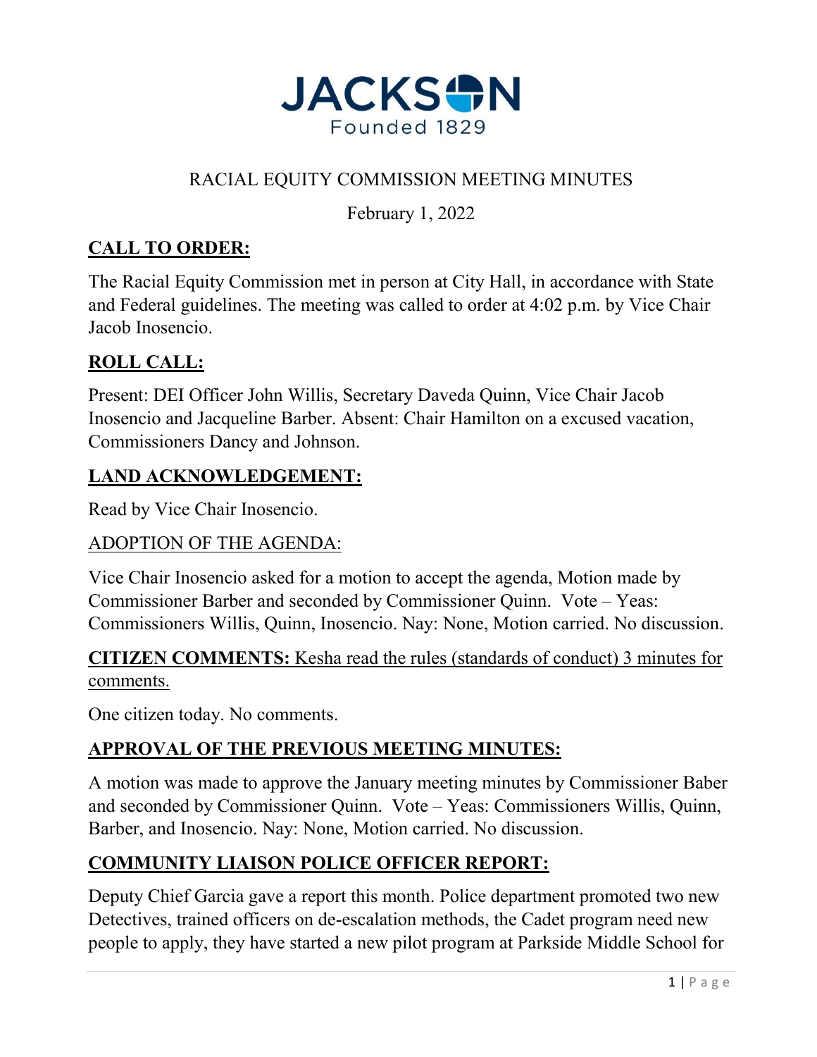# JACKSON
Founded 1829

## RACIAL EQUITY COMMISSION MEETING MINUTES

February 1, 2022

**CALL TO ORDER:**

The Racial Equity Commission met in person at City Hall, in accordance with State and Federal guidelines. The meeting was called to order at 4:02 p.m. by Vice Chair Jacob Inosencio.

**ROLL CALL:**

Present: DEI Officer John Willis, Secretary Daveda Quinn, Vice Chair Jacob Inosencio and Jacqueline Barber. Absent: Chair Hamilton on a excused vacation, Commissioners Dancy and Johnson.

**LAND ACKNOWLEDGEMENT:**

Read by Vice Chair Inosencio.

ADOPTION OF THE AGENDA:

Vice Chair Inosencio asked for a motion to accept the agenda, Motion made by Commissioner Barber and seconded by Commissioner Quinn. Vote – Yeas: Commissioners Willis, Quinn, Inosencio. Nay: None, Motion carried. No discussion.

**CITIZEN COMMENTS:** Kesha read the rules (standards of conduct) 3 minutes for comments.

One citizen today. No comments.

**APPROVAL OF THE PREVIOUS MEETING MINUTES:**

A motion was made to approve the January meeting minutes by Commissioner Baber and seconded by Commissioner Quinn. Vote – Yeas: Commissioners Willis, Quinn, Barber, and Inosencio. Nay: None, Motion carried. No discussion.

**COMMUNITY LIAISON POLICE OFFICER REPORT:**

Deputy Chief Garcia gave a report this month. Police department promoted two new Detectives, trained officers on de-escalation methods, the Cadet program need new people to apply, they have started a new pilot program at Parkside Middle School for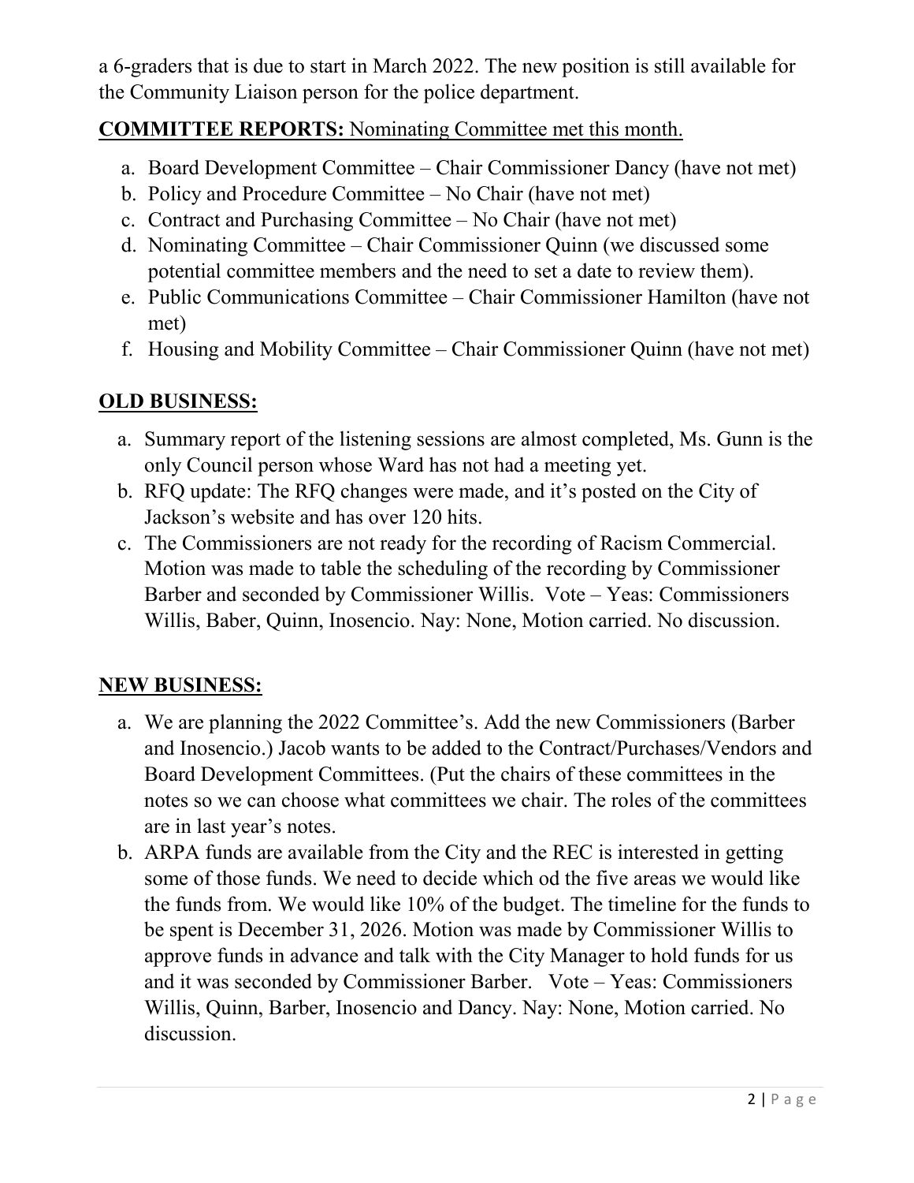a 6-graders that is due to start in March 2022. The new position is still available for the Community Liaison person for the police department.

**COMMITTEE REPORTS:** Nominating Committee met this month.

a. Board Development Committee – Chair Commissioner Dancy (have not met)
b. Policy and Procedure Committee – No Chair (have not met)
c. Contract and Purchasing Committee – No Chair (have not met)
d. Nominating Committee – Chair Commissioner Quinn (we discussed some potential committee members and the need to set a date to review them).
e. Public Communications Committee – Chair Commissioner Hamilton (have not met)
f. Housing and Mobility Committee – Chair Commissioner Quinn (have not met)

## OLD BUSINESS:

a. Summary report of the listening sessions are almost completed, Ms. Gunn is the only Council person whose Ward has not had a meeting yet.
b. RFQ update: The RFQ changes were made, and it's posted on the City of Jackson's website and has over 120 hits.
c. The Commissioners are not ready for the recording of Racism Commercial. Motion was made to table the scheduling of the recording by Commissioner Barber and seconded by Commissioner Willis. Vote – Yeas: Commissioners Willis, Baber, Quinn, Inosencio. Nay: None, Motion carried. No discussion.

## NEW BUSINESS:

a. We are planning the 2022 Committee's. Add the new Commissioners (Barber and Inosencio.) Jacob wants to be added to the Contract/Purchases/Vendors and Board Development Committees. (Put the chairs of these committees in the notes so we can choose what committees we chair. The roles of the committees are in last year's notes.
b. ARPA funds are available from the City and the REC is interested in getting some of those funds. We need to decide which od the five areas we would like the funds from. We would like 10% of the budget. The timeline for the funds to be spent is December 31, 2026. Motion was made by Commissioner Willis to approve funds in advance and talk with the City Manager to hold funds for us and it was seconded by Commissioner Barber. Vote – Yeas: Commissioners Willis, Quinn, Barber, Inosencio and Dancy. Nay: None, Motion carried. No discussion.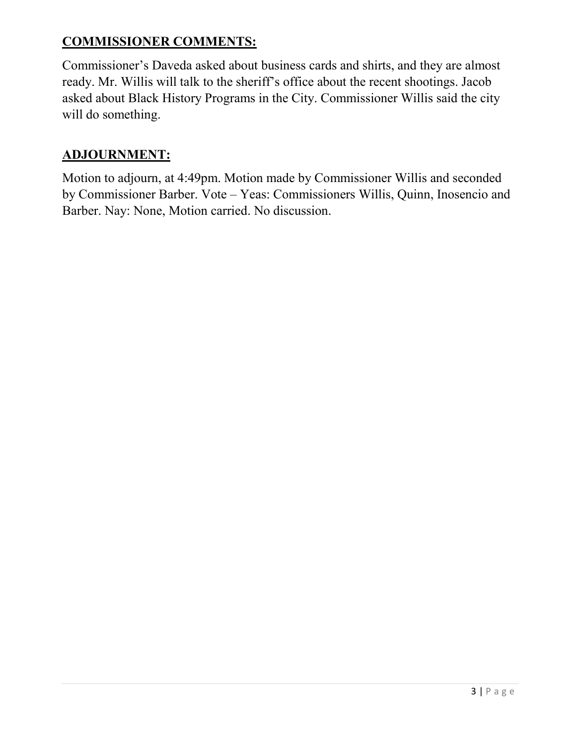## **COMMISSIONER COMMENTS:**

Commissioner's Daveda asked about business cards and shirts, and they are almost ready. Mr. Willis will talk to the sheriff's office about the recent shootings. Jacob asked about Black History Programs in the City. Commissioner Willis said the city will do something.

## **ADJOURNMENT:**

Motion to adjourn, at 4:49pm. Motion made by Commissioner Willis and seconded by Commissioner Barber. Vote – Yeas: Commissioners Willis, Quinn, Inosencio and Barber. Nay: None, Motion carried. No discussion.